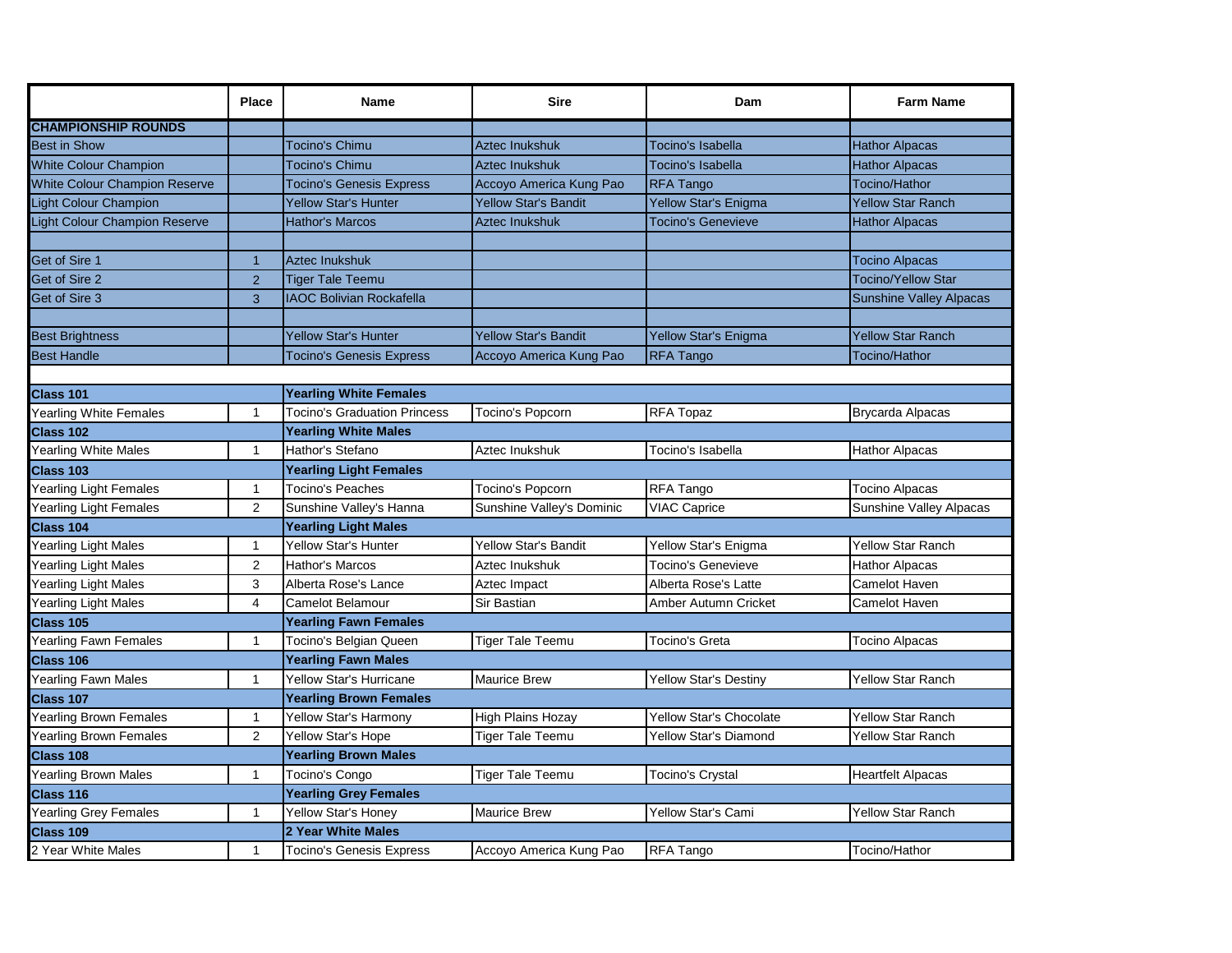| | Place | Name | Sire | Dam | Farm Name |
|---|---|---|---|---|---|
| **CHAMPIONSHIP ROUNDS** | | | | | |
| Best in Show | | Tocino's Chimu | Aztec Inukshuk | Tocino's Isabella | Hathor Alpacas |
| White Colour Champion | | Tocino's Chimu | Aztec Inukshuk | Tocino's Isabella | Hathor Alpacas |
| White Colour Champion Reserve | | Tocino's Genesis Express | Accoyo America Kung Pao | RFA Tango | Tocino/Hathor |
| Light Colour Champion | | Yellow Star's Hunter | Yellow Star's Bandit | Yellow Star's Enigma | Yellow Star Ranch |
| Light Colour Champion Reserve | | Hathor's Marcos | Aztec Inukshuk | Tocino's Genevieve | Hathor Alpacas |
| | | | | | |
| Get of Sire 1 | 1 | Aztec Inukshuk | | | Tocino Alpacas |
| Get of Sire 2 | 2 | Tiger Tale Teemu | | | Tocino/Yellow Star |
| Get of Sire 3 | 3 | IAOC Bolivian Rockafella | | | Sunshine Valley Alpacas |
| | | | | | |
| Best Brightness | | Yellow Star's Hunter | Yellow Star's Bandit | Yellow Star's Enigma | Yellow Star Ranch |
| Best Handle | | Tocino's Genesis Express | Accoyo America Kung Pao | RFA Tango | Tocino/Hathor |
| | | | | | |
| **Class 101** | | **Yearling White Females** | | | |
| Yearling White Females | 1 | Tocino's Graduation Princess | Tocino's Popcorn | RFA Topaz | Brycarda Alpacas |
| **Class 102** | | **Yearling White Males** | | | |
| Yearling White Males | 1 | Hathor's Stefano | Aztec Inukshuk | Tocino's Isabella | Hathor Alpacas |
| **Class 103** | | **Yearling Light Females** | | | |
| Yearling Light Females | 1 | Tocino's Peaches | Tocino's Popcorn | RFA Tango | Tocino Alpacas |
| Yearling Light Females | 2 | Sunshine Valley's Hanna | Sunshine Valley's Dominic | VIAC Caprice | Sunshine Valley Alpacas |
| **Class 104** | | **Yearling Light Males** | | | |
| Yearling Light Males | 1 | Yellow Star's Hunter | Yellow Star's Bandit | Yellow Star's Enigma | Yellow Star Ranch |
| Yearling Light Males | 2 | Hathor's Marcos | Aztec Inukshuk | Tocino's Genevieve | Hathor Alpacas |
| Yearling Light Males | 3 | Alberta Rose's Lance | Aztec Impact | Alberta Rose's Latte | Camelot Haven |
| Yearling Light Males | 4 | Camelot Belamour | Sir Bastian | Amber Autumn Cricket | Camelot Haven |
| **Class 105** | | **Yearling Fawn Females** | | | |
| Yearling Fawn Females | 1 | Tocino's Belgian Queen | Tiger Tale Teemu | Tocino's Greta | Tocino Alpacas |
| **Class 106** | | **Yearling Fawn Males** | | | |
| Yearling Fawn Males | 1 | Yellow Star's Hurricane | Maurice Brew | Yellow Star's Destiny | Yellow Star Ranch |
| **Class 107** | | **Yearling Brown Females** | | | |
| Yearling Brown Females | 1 | Yellow Star's Harmony | High Plains Hozay | Yellow Star's Chocolate | Yellow Star Ranch |
| Yearling Brown Females | 2 | Yellow Star's Hope | Tiger Tale Teemu | Yellow Star's Diamond | Yellow Star Ranch |
| **Class 108** | | **Yearling Brown Males** | | | |
| Yearling Brown Males | 1 | Tocino's Congo | Tiger Tale Teemu | Tocino's Crystal | Heartfelt Alpacas |
| **Class 116** | | **Yearling Grey Females** | | | |
| Yearling Grey Females | 1 | Yellow Star's Honey | Maurice Brew | Yellow Star's Cami | Yellow Star Ranch |
| **Class 109** | | **2 Year White Males** | | | |
| 2 Year White Males | 1 | Tocino's Genesis Express | Accoyo America Kung Pao | RFA Tango | Tocino/Hathor |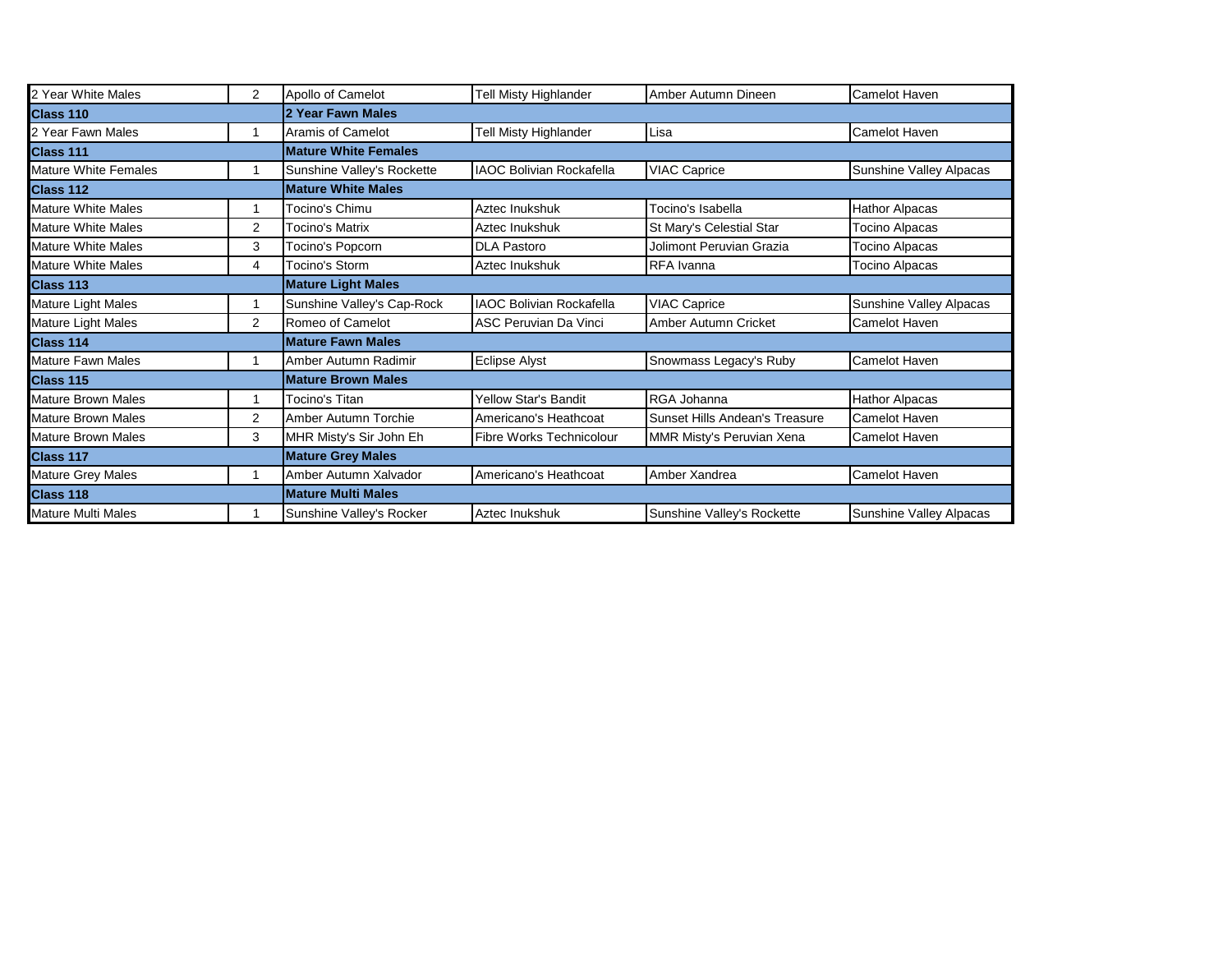| | | | | | |
|---|---|---|---|---|---|
| 2 Year White Males | 2 | Apollo of Camelot | Tell Misty Highlander | Amber Autumn Dineen | Camelot Haven |
| **Class 110** | | **2 Year Fawn Males** | | | |
| 2 Year Fawn Males | 1 | Aramis of Camelot | Tell Misty Highlander | Lisa | Camelot Haven |
| **Class 111** | | **Mature White Females** | | | |
| Mature White Females | 1 | Sunshine Valley's Rockette | IAOC Bolivian Rockafella | VIAC Caprice | Sunshine Valley Alpacas |
| **Class 112** | | **Mature White Males** | | | |
| Mature White Males | 1 | Tocino's Chimu | Aztec Inukshuk | Tocino's Isabella | Hathor Alpacas |
| Mature White Males | 2 | Tocino's Matrix | Aztec Inukshuk | St Mary's Celestial Star | Tocino Alpacas |
| Mature White Males | 3 | Tocino's Popcorn | DLA Pastoro | Jolimont Peruvian Grazia | Tocino Alpacas |
| Mature White Males | 4 | Tocino's Storm | Aztec Inukshuk | RFA Ivanna | Tocino Alpacas |
| **Class 113** | | **Mature Light Males** | | | |
| Mature Light Males | 1 | Sunshine Valley's Cap-Rock | IAOC Bolivian Rockafella | VIAC Caprice | Sunshine Valley Alpacas |
| Mature Light Males | 2 | Romeo of Camelot | ASC Peruvian Da Vinci | Amber Autumn Cricket | Camelot Haven |
| **Class 114** | | **Mature Fawn Males** | | | |
| Mature Fawn Males | 1 | Amber Autumn Radimir | Eclipse Alyst | Snowmass Legacy's Ruby | Camelot Haven |
| **Class 115** | | **Mature Brown Males** | | | |
| Mature Brown Males | 1 | Tocino's Titan | Yellow Star's Bandit | RGA Johanna | Hathor Alpacas |
| Mature Brown Males | 2 | Amber Autumn Torchie | Americano's Heathcoat | Sunset Hills Andean's Treasure | Camelot Haven |
| Mature Brown Males | 3 | MHR Misty's Sir John Eh | Fibre Works Technicolour | MMR Misty's Peruvian Xena | Camelot Haven |
| **Class 117** | | **Mature Grey Males** | | | |
| Mature Grey Males | 1 | Amber Autumn Xalvador | Americano's Heathcoat | Amber Xandrea | Camelot Haven |
| **Class 118** | | **Mature Multi Males** | | | |
| Mature Multi Males | 1 | Sunshine Valley's Rocker | Aztec Inukshuk | Sunshine Valley's Rockette | Sunshine Valley Alpacas |